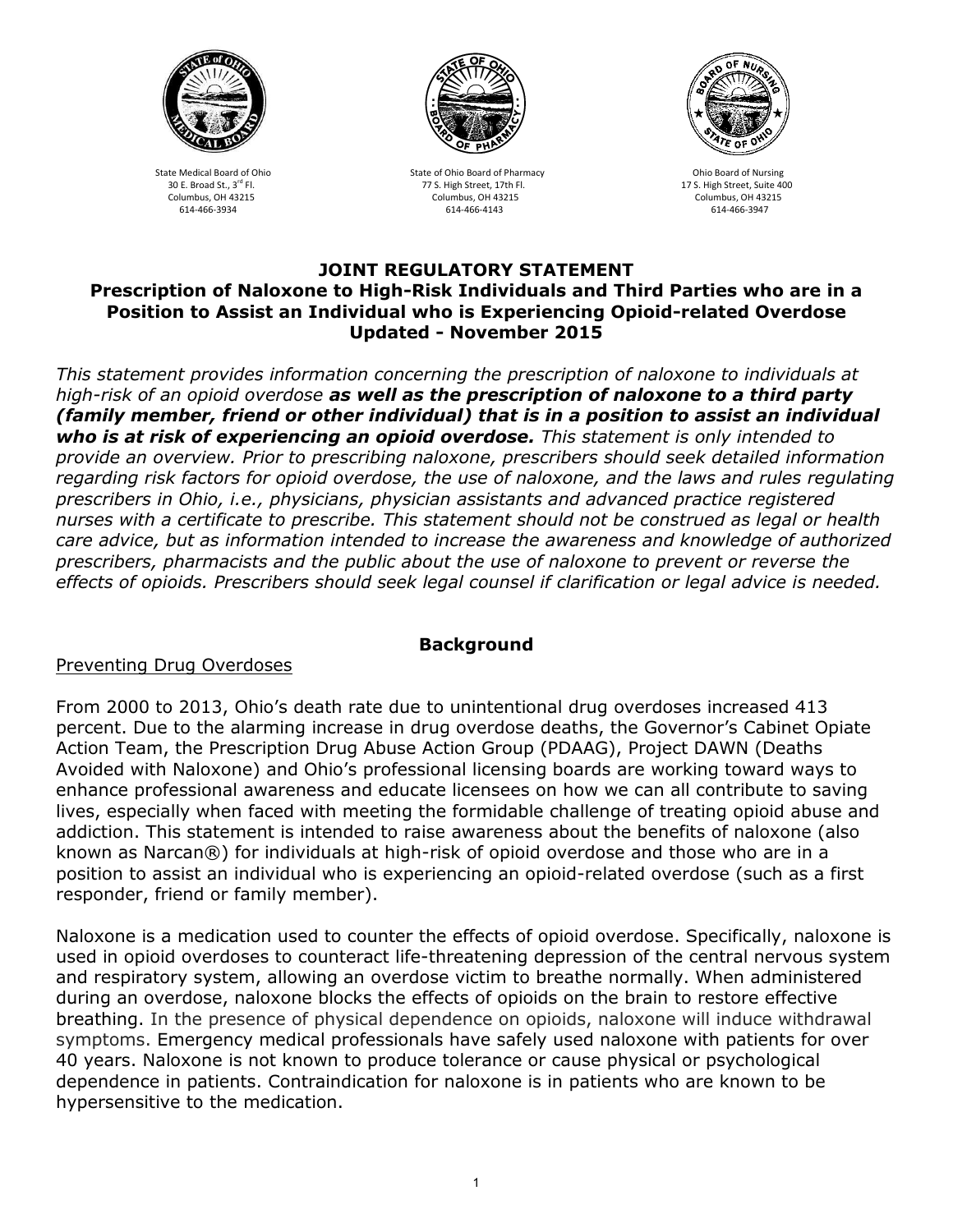State Medical Board of Ohio
30 E. Broad St., 3rd Fl.
Columbus, OH 43215
614-466-3934

State of Ohio Board of Pharmacy
77 S. High Street, 17th Fl.
Columbus, OH 43215
614-466-4143

Ohio Board of Nursing
17 S. High Street, Suite 400
Columbus, OH 43215
614-466-3947

# JOINT REGULATORY STATEMENT
## Prescription of Naloxone to High-Risk Individuals and Third Parties who are in a Position to Assist an Individual who is Experiencing Opioid-related Overdose
## Updated - November 2015

*This statement provides information concerning the prescription of naloxone to individuals at high-risk of an opioid overdose* ***as well as the prescription of naloxone to a third party (family member, friend or other individual) that is in a position to assist an individual who is at risk of experiencing an opioid overdose.*** *This statement is only intended to provide an overview. Prior to prescribing naloxone, prescribers should seek detailed information regarding risk factors for opioid overdose, the use of naloxone, and the laws and rules regulating prescribers in Ohio, i.e., physicians, physician assistants and advanced practice registered nurses with a certificate to prescribe. This statement should not be construed as legal or health care advice, but as information intended to increase the awareness and knowledge of authorized prescribers, pharmacists and the public about the use of naloxone to prevent or reverse the effects of opioids. Prescribers should seek legal counsel if clarification or legal advice is needed.*

## Background

Preventing Drug Overdoses

From 2000 to 2013, Ohio's death rate due to unintentional drug overdoses increased 413 percent. Due to the alarming increase in drug overdose deaths, the Governor's Cabinet Opiate Action Team, the Prescription Drug Abuse Action Group (PDAAG), Project DAWN (Deaths Avoided with Naloxone) and Ohio's professional licensing boards are working toward ways to enhance professional awareness and educate licensees on how we can all contribute to saving lives, especially when faced with meeting the formidable challenge of treating opioid abuse and addiction. This statement is intended to raise awareness about the benefits of naloxone (also known as Narcan®) for individuals at high-risk of opioid overdose and those who are in a position to assist an individual who is experiencing an opioid-related overdose (such as a first responder, friend or family member).

Naloxone is a medication used to counter the effects of opioid overdose. Specifically, naloxone is used in opioid overdoses to counteract life-threatening depression of the central nervous system and respiratory system, allowing an overdose victim to breathe normally. When administered during an overdose, naloxone blocks the effects of opioids on the brain to restore effective breathing. In the presence of physical dependence on opioids, naloxone will induce withdrawal symptoms. Emergency medical professionals have safely used naloxone with patients for over 40 years. Naloxone is not known to produce tolerance or cause physical or psychological dependence in patients. Contraindication for naloxone is in patients who are known to be hypersensitive to the medication.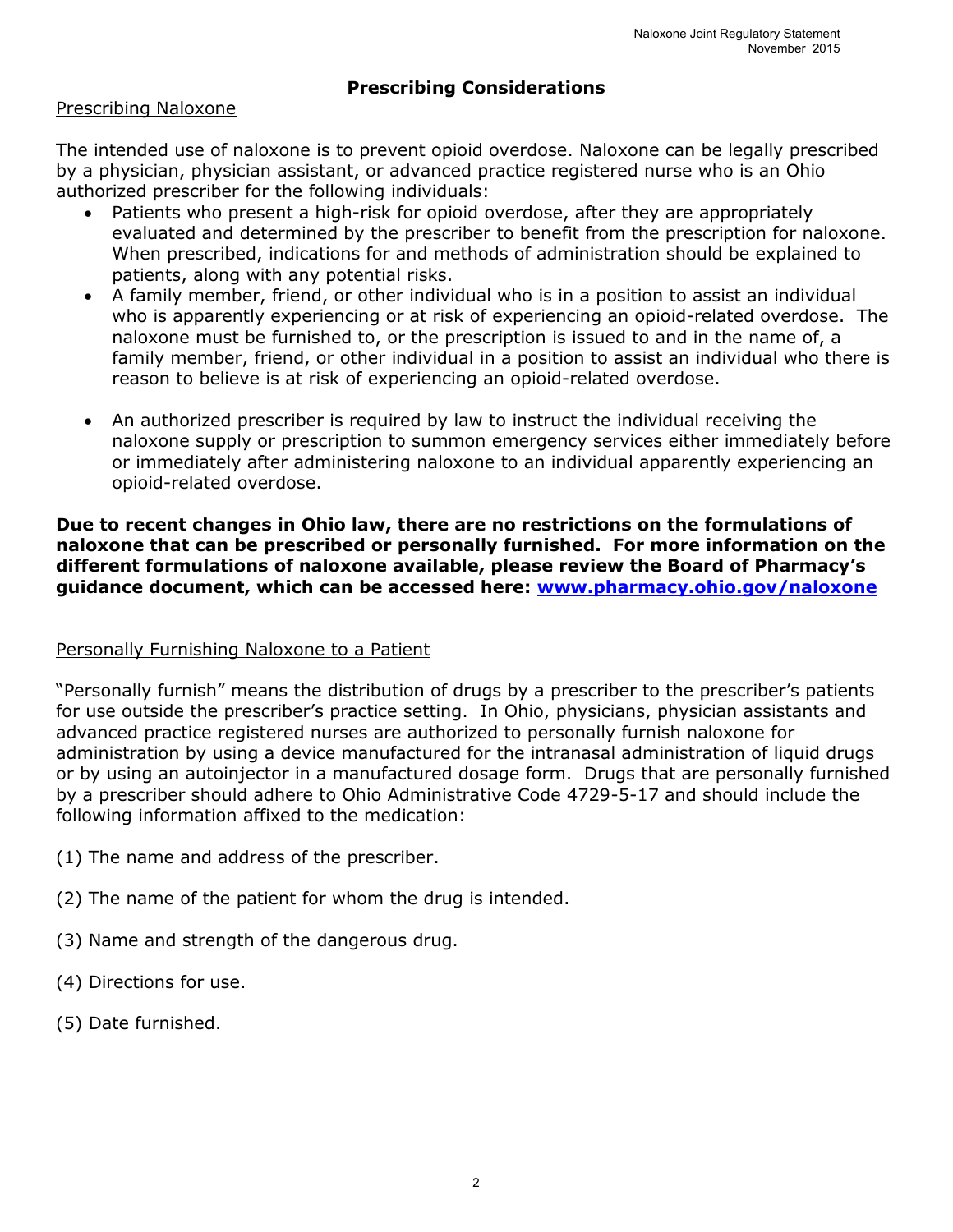## Prescribing Considerations

Prescribing Naloxone

The intended use of naloxone is to prevent opioid overdose. Naloxone can be legally prescribed by a physician, physician assistant, or advanced practice registered nurse who is an Ohio authorized prescriber for the following individuals:

- Patients who present a high-risk for opioid overdose, after they are appropriately evaluated and determined by the prescriber to benefit from the prescription for naloxone. When prescribed, indications for and methods of administration should be explained to patients, along with any potential risks.
- A family member, friend, or other individual who is in a position to assist an individual who is apparently experiencing or at risk of experiencing an opioid-related overdose. The naloxone must be furnished to, or the prescription is issued to and in the name of, a family member, friend, or other individual in a position to assist an individual who there is reason to believe is at risk of experiencing an opioid-related overdose.
- An authorized prescriber is required by law to instruct the individual receiving the naloxone supply or prescription to summon emergency services either immediately before or immediately after administering naloxone to an individual apparently experiencing an opioid-related overdose.

**Due to recent changes in Ohio law, there are no restrictions on the formulations of naloxone that can be prescribed or personally furnished. For more information on the different formulations of naloxone available, please review the Board of Pharmacy's guidance document, which can be accessed here: [www.pharmacy.ohio.gov/naloxone](http://www.pharmacy.ohio.gov/naloxone)**

Personally Furnishing Naloxone to a Patient

"Personally furnish" means the distribution of drugs by a prescriber to the prescriber's patients for use outside the prescriber's practice setting. In Ohio, physicians, physician assistants and advanced practice registered nurses are authorized to personally furnish naloxone for administration by using a device manufactured for the intranasal administration of liquid drugs or by using an autoinjector in a manufactured dosage form. Drugs that are personally furnished by a prescriber should adhere to Ohio Administrative Code 4729-5-17 and should include the following information affixed to the medication:

(1) The name and address of the prescriber.

(2) The name of the patient for whom the drug is intended.

(3) Name and strength of the dangerous drug.

(4) Directions for use.

(5) Date furnished.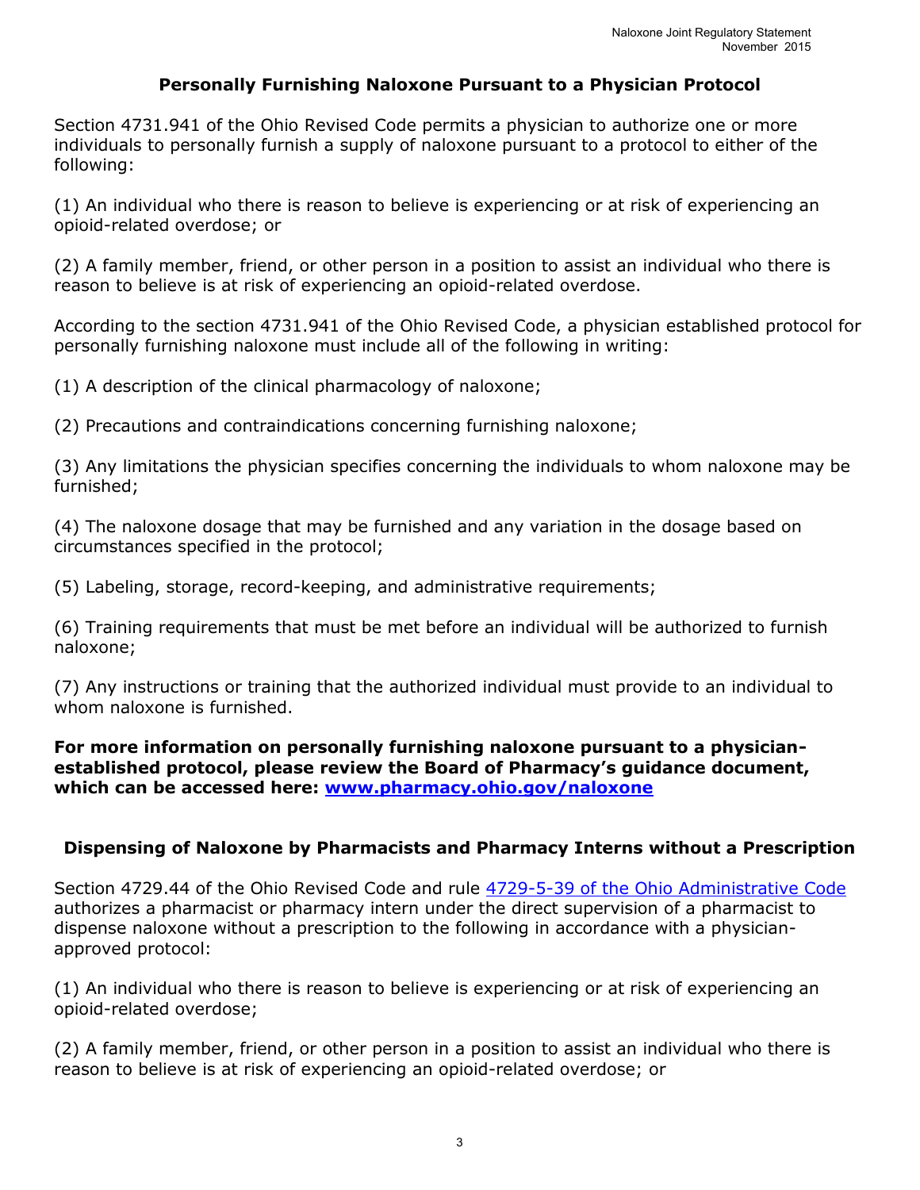## Personally Furnishing Naloxone Pursuant to a Physician Protocol

Section 4731.941 of the Ohio Revised Code permits a physician to authorize one or more individuals to personally furnish a supply of naloxone pursuant to a protocol to either of the following:

(1) An individual who there is reason to believe is experiencing or at risk of experiencing an opioid-related overdose; or

(2) A family member, friend, or other person in a position to assist an individual who there is reason to believe is at risk of experiencing an opioid-related overdose.

According to the section 4731.941 of the Ohio Revised Code, a physician established protocol for personally furnishing naloxone must include all of the following in writing:

(1) A description of the clinical pharmacology of naloxone;

(2) Precautions and contraindications concerning furnishing naloxone;

(3) Any limitations the physician specifies concerning the individuals to whom naloxone may be furnished;

(4) The naloxone dosage that may be furnished and any variation in the dosage based on circumstances specified in the protocol;

(5) Labeling, storage, record-keeping, and administrative requirements;

(6) Training requirements that must be met before an individual will be authorized to furnish naloxone;

(7) Any instructions or training that the authorized individual must provide to an individual to whom naloxone is furnished.

**For more information on personally furnishing naloxone pursuant to a physician-established protocol, please review the Board of Pharmacy's guidance document, which can be accessed here: [www.pharmacy.ohio.gov/naloxone](www.pharmacy.ohio.gov/naloxone)**

## Dispensing of Naloxone by Pharmacists and Pharmacy Interns without a Prescription

Section 4729.44 of the Ohio Revised Code and rule [4729-5-39 of the Ohio Administrative Code](4729-5-39 of the Ohio Administrative Code) authorizes a pharmacist or pharmacy intern under the direct supervision of a pharmacist to dispense naloxone without a prescription to the following in accordance with a physician-approved protocol:

(1) An individual who there is reason to believe is experiencing or at risk of experiencing an opioid-related overdose;

(2) A family member, friend, or other person in a position to assist an individual who there is reason to believe is at risk of experiencing an opioid-related overdose; or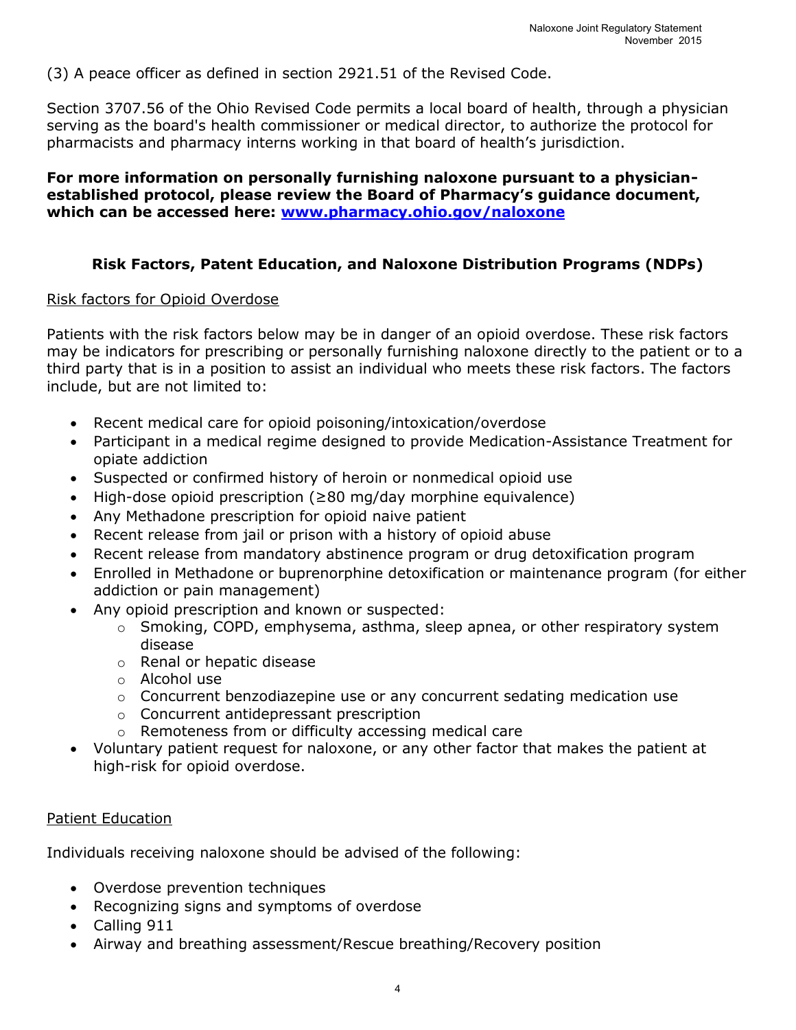(3) A peace officer as defined in section 2921.51 of the Revised Code.

Section 3707.56 of the Ohio Revised Code permits a local board of health, through a physician serving as the board's health commissioner or medical director, to authorize the protocol for pharmacists and pharmacy interns working in that board of health's jurisdiction.

**For more information on personally furnishing naloxone pursuant to a physician-established protocol, please review the Board of Pharmacy's guidance document, which can be accessed here: [www.pharmacy.ohio.gov/naloxone](http://www.pharmacy.ohio.gov/naloxone)**

## Risk Factors, Patent Education, and Naloxone Distribution Programs (NDPs)

Risk factors for Opioid Overdose

Patients with the risk factors below may be in danger of an opioid overdose. These risk factors may be indicators for prescribing or personally furnishing naloxone directly to the patient or to a third party that is in a position to assist an individual who meets these risk factors. The factors include, but are not limited to:

- Recent medical care for opioid poisoning/intoxication/overdose
- Participant in a medical regime designed to provide Medication-Assistance Treatment for opiate addiction
- Suspected or confirmed history of heroin or nonmedical opioid use
- High-dose opioid prescription (≥80 mg/day morphine equivalence)
- Any Methadone prescription for opioid naive patient
- Recent release from jail or prison with a history of opioid abuse
- Recent release from mandatory abstinence program or drug detoxification program
- Enrolled in Methadone or buprenorphine detoxification or maintenance program (for either addiction or pain management)
- Any opioid prescription and known or suspected:
  - Smoking, COPD, emphysema, asthma, sleep apnea, or other respiratory system disease
  - Renal or hepatic disease
  - Alcohol use
  - Concurrent benzodiazepine use or any concurrent sedating medication use
  - Concurrent antidepressant prescription
  - Remoteness from or difficulty accessing medical care
- Voluntary patient request for naloxone, or any other factor that makes the patient at high-risk for opioid overdose.

Patient Education

Individuals receiving naloxone should be advised of the following:

- Overdose prevention techniques
- Recognizing signs and symptoms of overdose
- Calling 911
- Airway and breathing assessment/Rescue breathing/Recovery position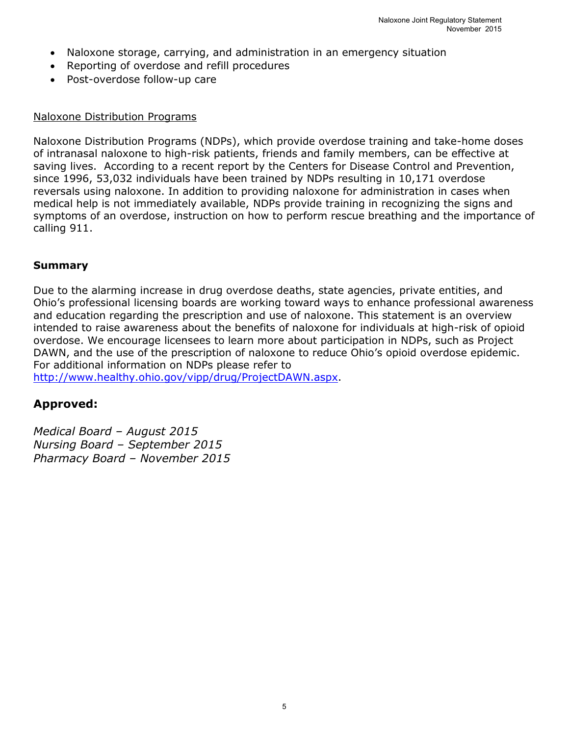- Naloxone storage, carrying, and administration in an emergency situation
- Reporting of overdose and refill procedures
- Post-overdose follow-up care

<u>Naloxone Distribution Programs</u>

Naloxone Distribution Programs (NDPs), which provide overdose training and take-home doses of intranasal naloxone to high-risk patients, friends and family members, can be effective at saving lives. According to a recent report by the Centers for Disease Control and Prevention, since 1996, 53,032 individuals have been trained by NDPs resulting in 10,171 overdose reversals using naloxone. In addition to providing naloxone for administration in cases when medical help is not immediately available, NDPs provide training in recognizing the signs and symptoms of an overdose, instruction on how to perform rescue breathing and the importance of calling 911.

### Summary

Due to the alarming increase in drug overdose deaths, state agencies, private entities, and Ohio's professional licensing boards are working toward ways to enhance professional awareness and education regarding the prescription and use of naloxone. This statement is an overview intended to raise awareness about the benefits of naloxone for individuals at high-risk of opioid overdose. We encourage licensees to learn more about participation in NDPs, such as Project DAWN, and the use of the prescription of naloxone to reduce Ohio's opioid overdose epidemic. For additional information on NDPs please refer to [http://www.healthy.ohio.gov/vipp/drug/ProjectDAWN.aspx](http://www.healthy.ohio.gov/vipp/drug/ProjectDAWN.aspx).

## Approved:

*Medical Board – August 2015*
*Nursing Board – September 2015*
*Pharmacy Board – November 2015*